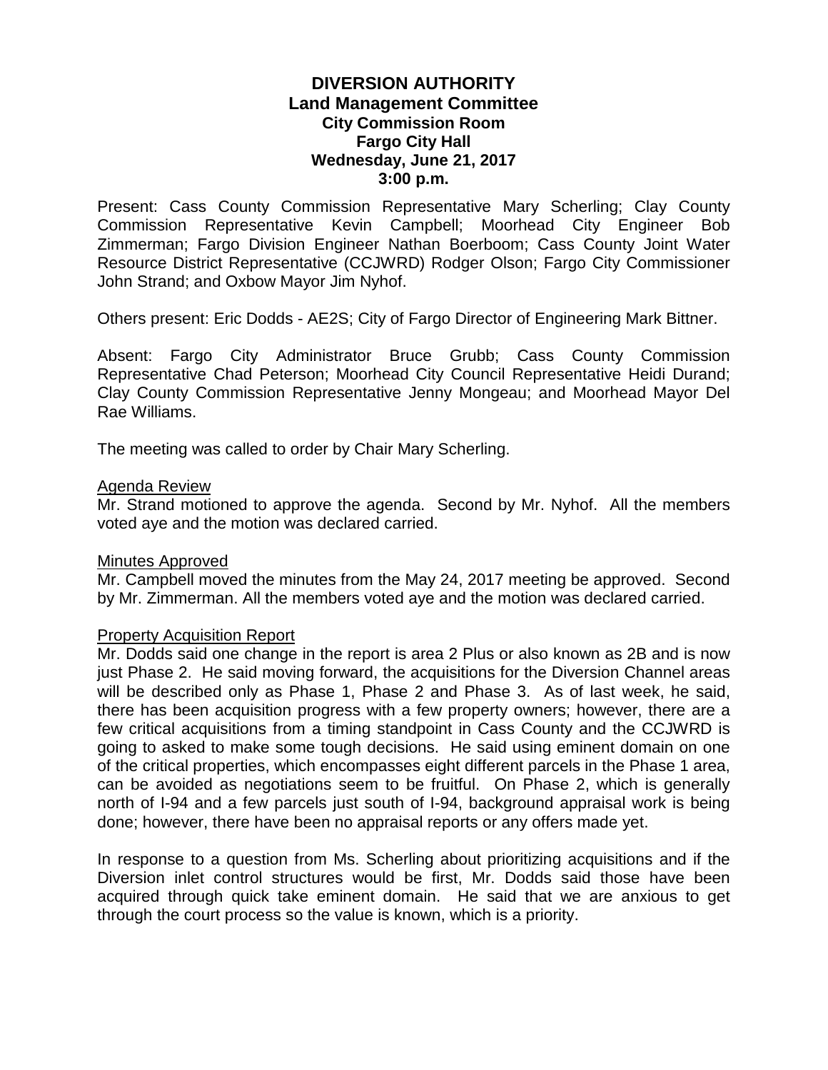# DIVERSION AUTHORITY
## Land Management Committee
### City Commission Room
### Fargo City Hall
### Wednesday, June 21, 2017
### 3:00 p.m.

Present: Cass County Commission Representative Mary Scherling; Clay County Commission Representative Kevin Campbell; Moorhead City Engineer Bob Zimmerman; Fargo Division Engineer Nathan Boerboom; Cass County Joint Water Resource District Representative (CCJWRD) Rodger Olson; Fargo City Commissioner John Strand; and Oxbow Mayor Jim Nyhof.

Others present: Eric Dodds - AE2S; City of Fargo Director of Engineering Mark Bittner.

Absent: Fargo City Administrator Bruce Grubb; Cass County Commission Representative Chad Peterson; Moorhead City Council Representative Heidi Durand; Clay County Commission Representative Jenny Mongeau; and Moorhead Mayor Del Rae Williams.

The meeting was called to order by Chair Mary Scherling.

Agenda Review

Mr. Strand motioned to approve the agenda. Second by Mr. Nyhof. All the members voted aye and the motion was declared carried.

Minutes Approved

Mr. Campbell moved the minutes from the May 24, 2017 meeting be approved. Second by Mr. Zimmerman. All the members voted aye and the motion was declared carried.

Property Acquisition Report

Mr. Dodds said one change in the report is area 2 Plus or also known as 2B and is now just Phase 2. He said moving forward, the acquisitions for the Diversion Channel areas will be described only as Phase 1, Phase 2 and Phase 3. As of last week, he said, there has been acquisition progress with a few property owners; however, there are a few critical acquisitions from a timing standpoint in Cass County and the CCJWRD is going to asked to make some tough decisions. He said using eminent domain on one of the critical properties, which encompasses eight different parcels in the Phase 1 area, can be avoided as negotiations seem to be fruitful. On Phase 2, which is generally north of I-94 and a few parcels just south of I-94, background appraisal work is being done; however, there have been no appraisal reports or any offers made yet.

In response to a question from Ms. Scherling about prioritizing acquisitions and if the Diversion inlet control structures would be first, Mr. Dodds said those have been acquired through quick take eminent domain. He said that we are anxious to get through the court process so the value is known, which is a priority.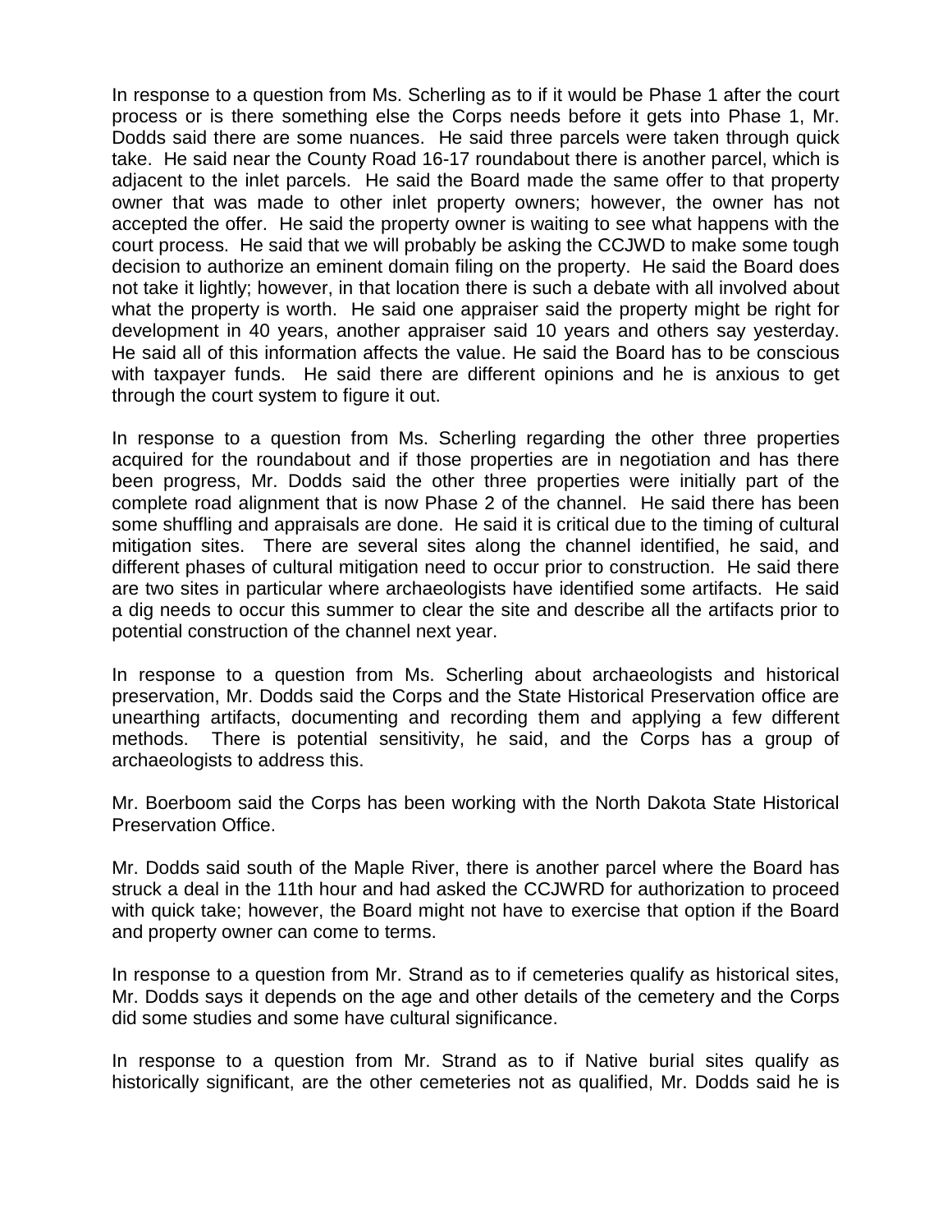In response to a question from Ms. Scherling as to if it would be Phase 1 after the court process or is there something else the Corps needs before it gets into Phase 1, Mr. Dodds said there are some nuances. He said three parcels were taken through quick take. He said near the County Road 16-17 roundabout there is another parcel, which is adjacent to the inlet parcels. He said the Board made the same offer to that property owner that was made to other inlet property owners; however, the owner has not accepted the offer. He said the property owner is waiting to see what happens with the court process. He said that we will probably be asking the CCJWD to make some tough decision to authorize an eminent domain filing on the property. He said the Board does not take it lightly; however, in that location there is such a debate with all involved about what the property is worth. He said one appraiser said the property might be right for development in 40 years, another appraiser said 10 years and others say yesterday. He said all of this information affects the value. He said the Board has to be conscious with taxpayer funds. He said there are different opinions and he is anxious to get through the court system to figure it out.

In response to a question from Ms. Scherling regarding the other three properties acquired for the roundabout and if those properties are in negotiation and has there been progress, Mr. Dodds said the other three properties were initially part of the complete road alignment that is now Phase 2 of the channel. He said there has been some shuffling and appraisals are done. He said it is critical due to the timing of cultural mitigation sites. There are several sites along the channel identified, he said, and different phases of cultural mitigation need to occur prior to construction. He said there are two sites in particular where archaeologists have identified some artifacts. He said a dig needs to occur this summer to clear the site and describe all the artifacts prior to potential construction of the channel next year.

In response to a question from Ms. Scherling about archaeologists and historical preservation, Mr. Dodds said the Corps and the State Historical Preservation office are unearthing artifacts, documenting and recording them and applying a few different methods. There is potential sensitivity, he said, and the Corps has a group of archaeologists to address this.

Mr. Boerboom said the Corps has been working with the North Dakota State Historical Preservation Office.

Mr. Dodds said south of the Maple River, there is another parcel where the Board has struck a deal in the 11th hour and had asked the CCJWRD for authorization to proceed with quick take; however, the Board might not have to exercise that option if the Board and property owner can come to terms.

In response to a question from Mr. Strand as to if cemeteries qualify as historical sites, Mr. Dodds says it depends on the age and other details of the cemetery and the Corps did some studies and some have cultural significance.

In response to a question from Mr. Strand as to if Native burial sites qualify as historically significant, are the other cemeteries not as qualified, Mr. Dodds said he is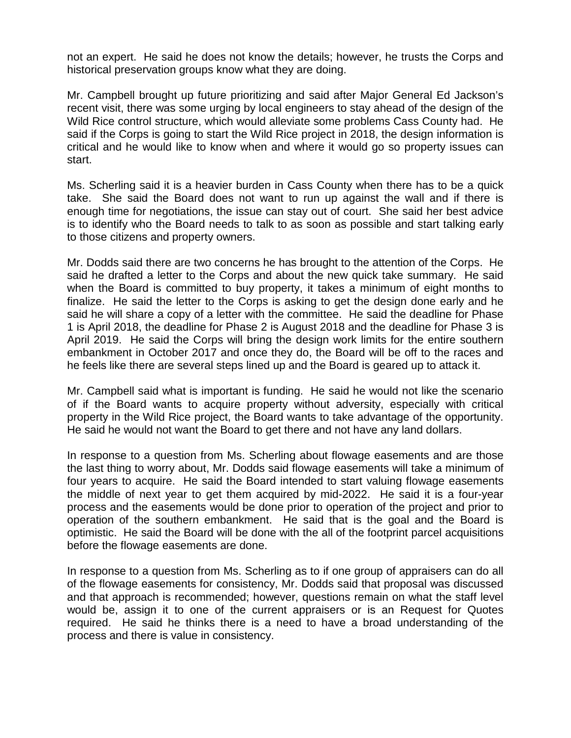not an expert. He said he does not know the details; however, he trusts the Corps and historical preservation groups know what they are doing.

Mr. Campbell brought up future prioritizing and said after Major General Ed Jackson's recent visit, there was some urging by local engineers to stay ahead of the design of the Wild Rice control structure, which would alleviate some problems Cass County had. He said if the Corps is going to start the Wild Rice project in 2018, the design information is critical and he would like to know when and where it would go so property issues can start.

Ms. Scherling said it is a heavier burden in Cass County when there has to be a quick take. She said the Board does not want to run up against the wall and if there is enough time for negotiations, the issue can stay out of court. She said her best advice is to identify who the Board needs to talk to as soon as possible and start talking early to those citizens and property owners.

Mr. Dodds said there are two concerns he has brought to the attention of the Corps. He said he drafted a letter to the Corps and about the new quick take summary. He said when the Board is committed to buy property, it takes a minimum of eight months to finalize. He said the letter to the Corps is asking to get the design done early and he said he will share a copy of a letter with the committee. He said the deadline for Phase 1 is April 2018, the deadline for Phase 2 is August 2018 and the deadline for Phase 3 is April 2019. He said the Corps will bring the design work limits for the entire southern embankment in October 2017 and once they do, the Board will be off to the races and he feels like there are several steps lined up and the Board is geared up to attack it.

Mr. Campbell said what is important is funding. He said he would not like the scenario of if the Board wants to acquire property without adversity, especially with critical property in the Wild Rice project, the Board wants to take advantage of the opportunity. He said he would not want the Board to get there and not have any land dollars.

In response to a question from Ms. Scherling about flowage easements and are those the last thing to worry about, Mr. Dodds said flowage easements will take a minimum of four years to acquire. He said the Board intended to start valuing flowage easements the middle of next year to get them acquired by mid-2022. He said it is a four-year process and the easements would be done prior to operation of the project and prior to operation of the southern embankment. He said that is the goal and the Board is optimistic. He said the Board will be done with the all of the footprint parcel acquisitions before the flowage easements are done.

In response to a question from Ms. Scherling as to if one group of appraisers can do all of the flowage easements for consistency, Mr. Dodds said that proposal was discussed and that approach is recommended; however, questions remain on what the staff level would be, assign it to one of the current appraisers or is an Request for Quotes required. He said he thinks there is a need to have a broad understanding of the process and there is value in consistency.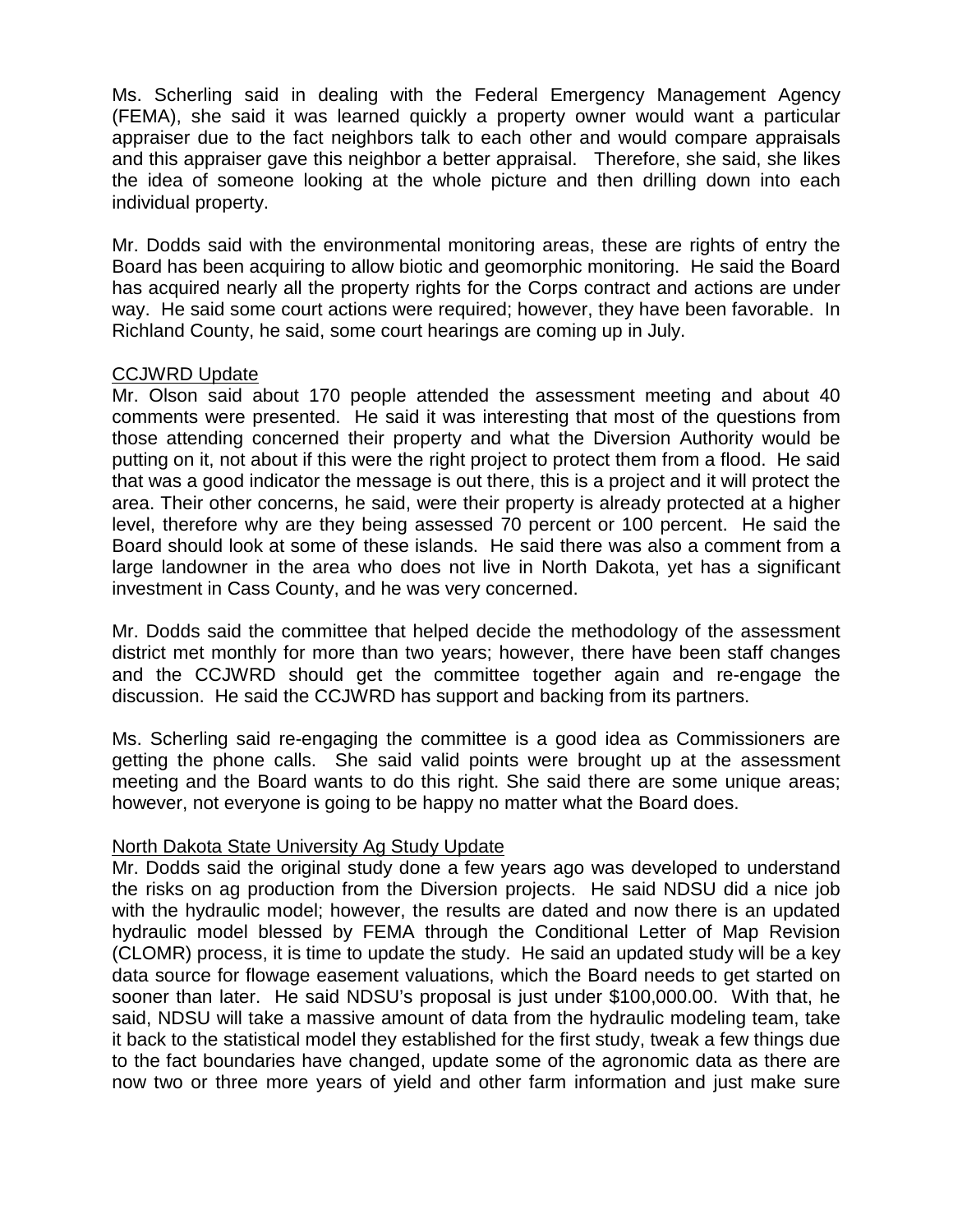Ms. Scherling said in dealing with the Federal Emergency Management Agency (FEMA), she said it was learned quickly a property owner would want a particular appraiser due to the fact neighbors talk to each other and would compare appraisals and this appraiser gave this neighbor a better appraisal. Therefore, she said, she likes the idea of someone looking at the whole picture and then drilling down into each individual property.

Mr. Dodds said with the environmental monitoring areas, these are rights of entry the Board has been acquiring to allow biotic and geomorphic monitoring. He said the Board has acquired nearly all the property rights for the Corps contract and actions are under way. He said some court actions were required; however, they have been favorable. In Richland County, he said, some court hearings are coming up in July.

CCJWRD Update

Mr. Olson said about 170 people attended the assessment meeting and about 40 comments were presented. He said it was interesting that most of the questions from those attending concerned their property and what the Diversion Authority would be putting on it, not about if this were the right project to protect them from a flood. He said that was a good indicator the message is out there, this is a project and it will protect the area. Their other concerns, he said, were their property is already protected at a higher level, therefore why are they being assessed 70 percent or 100 percent. He said the Board should look at some of these islands. He said there was also a comment from a large landowner in the area who does not live in North Dakota, yet has a significant investment in Cass County, and he was very concerned.

Mr. Dodds said the committee that helped decide the methodology of the assessment district met monthly for more than two years; however, there have been staff changes and the CCJWRD should get the committee together again and re-engage the discussion. He said the CCJWRD has support and backing from its partners.

Ms. Scherling said re-engaging the committee is a good idea as Commissioners are getting the phone calls. She said valid points were brought up at the assessment meeting and the Board wants to do this right. She said there are some unique areas; however, not everyone is going to be happy no matter what the Board does.

North Dakota State University Ag Study Update

Mr. Dodds said the original study done a few years ago was developed to understand the risks on ag production from the Diversion projects. He said NDSU did a nice job with the hydraulic model; however, the results are dated and now there is an updated hydraulic model blessed by FEMA through the Conditional Letter of Map Revision (CLOMR) process, it is time to update the study. He said an updated study will be a key data source for flowage easement valuations, which the Board needs to get started on sooner than later. He said NDSU's proposal is just under $100,000.00. With that, he said, NDSU will take a massive amount of data from the hydraulic modeling team, take it back to the statistical model they established for the first study, tweak a few things due to the fact boundaries have changed, update some of the agronomic data as there are now two or three more years of yield and other farm information and just make sure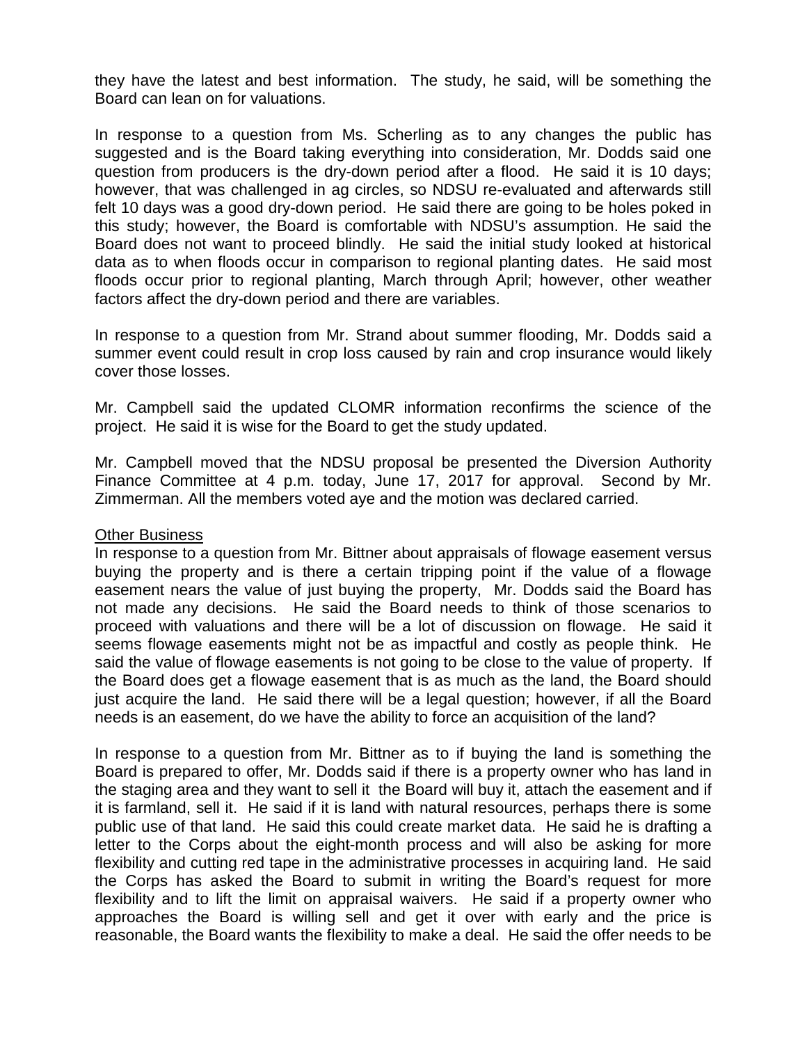they have the latest and best information. The study, he said, will be something the Board can lean on for valuations.

In response to a question from Ms. Scherling as to any changes the public has suggested and is the Board taking everything into consideration, Mr. Dodds said one question from producers is the dry-down period after a flood. He said it is 10 days; however, that was challenged in ag circles, so NDSU re-evaluated and afterwards still felt 10 days was a good dry-down period. He said there are going to be holes poked in this study; however, the Board is comfortable with NDSU's assumption. He said the Board does not want to proceed blindly. He said the initial study looked at historical data as to when floods occur in comparison to regional planting dates. He said most floods occur prior to regional planting, March through April; however, other weather factors affect the dry-down period and there are variables.

In response to a question from Mr. Strand about summer flooding, Mr. Dodds said a summer event could result in crop loss caused by rain and crop insurance would likely cover those losses.

Mr. Campbell said the updated CLOMR information reconfirms the science of the project. He said it is wise for the Board to get the study updated.

Mr. Campbell moved that the NDSU proposal be presented the Diversion Authority Finance Committee at 4 p.m. today, June 17, 2017 for approval. Second by Mr. Zimmerman. All the members voted aye and the motion was declared carried.

<u>Other Business</u>

In response to a question from Mr. Bittner about appraisals of flowage easement versus buying the property and is there a certain tripping point if the value of a flowage easement nears the value of just buying the property, Mr. Dodds said the Board has not made any decisions. He said the Board needs to think of those scenarios to proceed with valuations and there will be a lot of discussion on flowage. He said it seems flowage easements might not be as impactful and costly as people think. He said the value of flowage easements is not going to be close to the value of property. If the Board does get a flowage easement that is as much as the land, the Board should just acquire the land. He said there will be a legal question; however, if all the Board needs is an easement, do we have the ability to force an acquisition of the land?

In response to a question from Mr. Bittner as to if buying the land is something the Board is prepared to offer, Mr. Dodds said if there is a property owner who has land in the staging area and they want to sell it the Board will buy it, attach the easement and if it is farmland, sell it. He said if it is land with natural resources, perhaps there is some public use of that land. He said this could create market data. He said he is drafting a letter to the Corps about the eight-month process and will also be asking for more flexibility and cutting red tape in the administrative processes in acquiring land. He said the Corps has asked the Board to submit in writing the Board's request for more flexibility and to lift the limit on appraisal waivers. He said if a property owner who approaches the Board is willing sell and get it over with early and the price is reasonable, the Board wants the flexibility to make a deal. He said the offer needs to be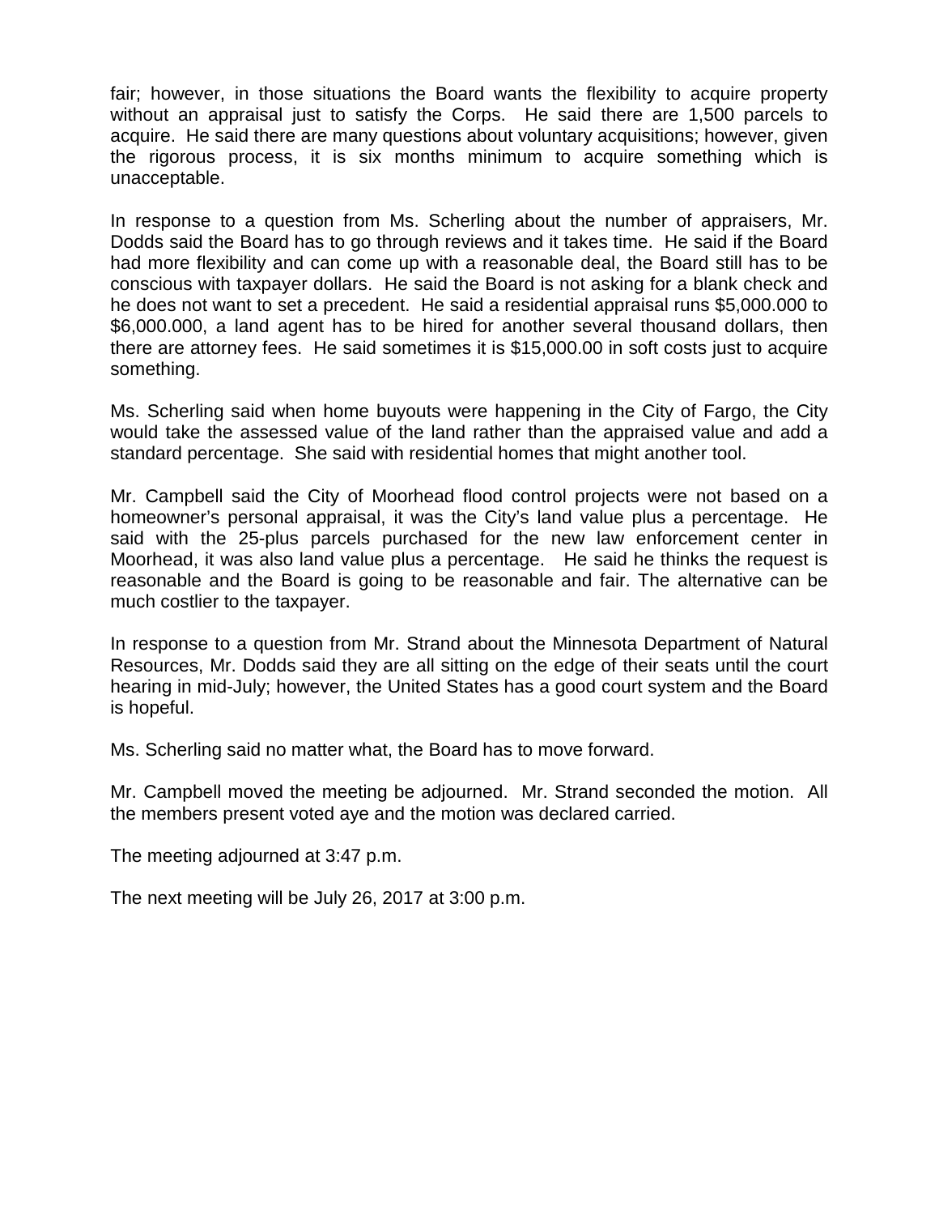fair; however, in those situations the Board wants the flexibility to acquire property without an appraisal just to satisfy the Corps. He said there are 1,500 parcels to acquire. He said there are many questions about voluntary acquisitions; however, given the rigorous process, it is six months minimum to acquire something which is unacceptable.

In response to a question from Ms. Scherling about the number of appraisers, Mr. Dodds said the Board has to go through reviews and it takes time. He said if the Board had more flexibility and can come up with a reasonable deal, the Board still has to be conscious with taxpayer dollars. He said the Board is not asking for a blank check and he does not want to set a precedent. He said a residential appraisal runs $5,000.000 to $6,000.000, a land agent has to be hired for another several thousand dollars, then there are attorney fees. He said sometimes it is $15,000.00 in soft costs just to acquire something.

Ms. Scherling said when home buyouts were happening in the City of Fargo, the City would take the assessed value of the land rather than the appraised value and add a standard percentage. She said with residential homes that might another tool.

Mr. Campbell said the City of Moorhead flood control projects were not based on a homeowner's personal appraisal, it was the City's land value plus a percentage. He said with the 25-plus parcels purchased for the new law enforcement center in Moorhead, it was also land value plus a percentage. He said he thinks the request is reasonable and the Board is going to be reasonable and fair. The alternative can be much costlier to the taxpayer.

In response to a question from Mr. Strand about the Minnesota Department of Natural Resources, Mr. Dodds said they are all sitting on the edge of their seats until the court hearing in mid-July; however, the United States has a good court system and the Board is hopeful.

Ms. Scherling said no matter what, the Board has to move forward.

Mr. Campbell moved the meeting be adjourned. Mr. Strand seconded the motion. All the members present voted aye and the motion was declared carried.

The meeting adjourned at 3:47 p.m.

The next meeting will be July 26, 2017 at 3:00 p.m.